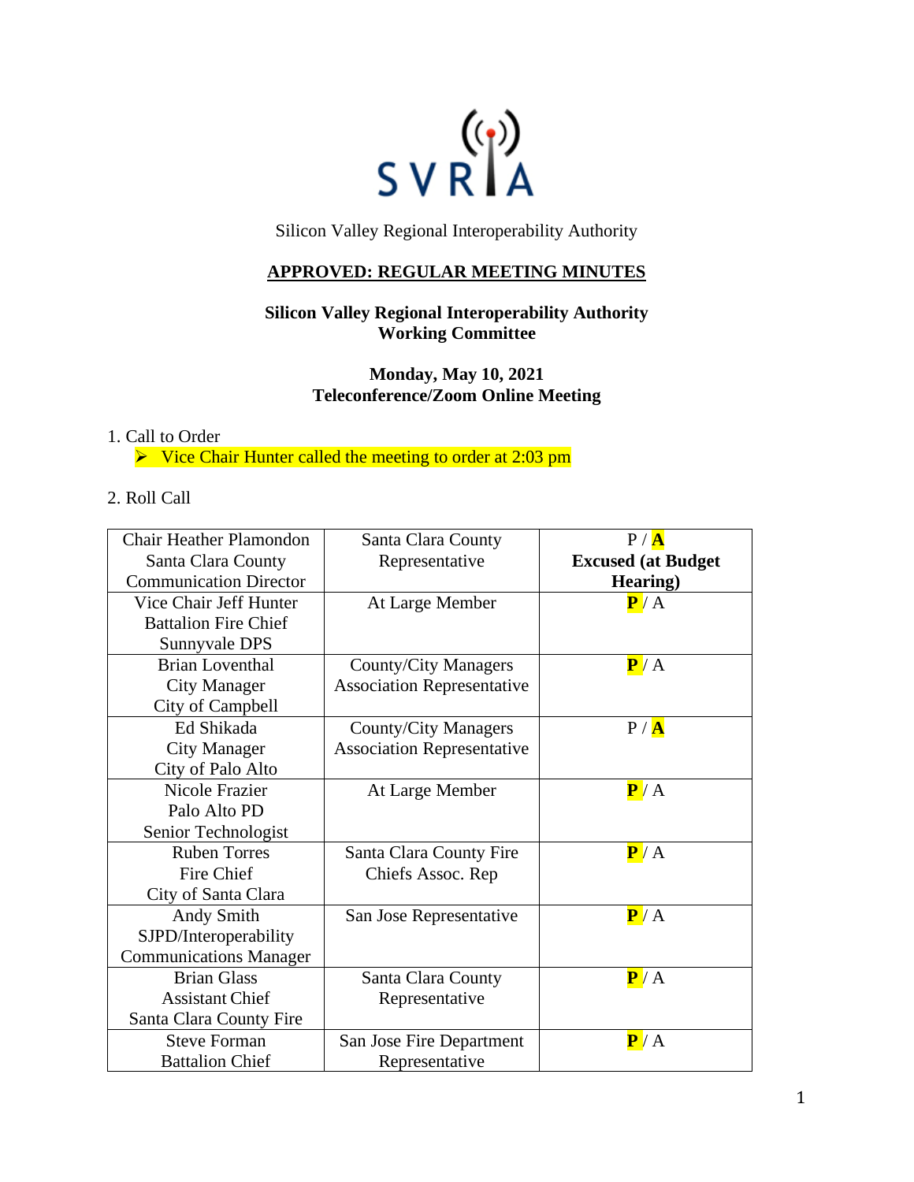Silicon Valley Regional Interoperability Authority

## APPROVED: REGULAR MEETING MINUTES

**Silicon Valley Regional Interoperability Authority**
**Working Committee**

**Monday, May 10, 2021**
**Teleconference/Zoom Online Meeting**

1. Call to Order
   - Vice Chair Hunter called the meeting to order at 2:03 pm

2. Roll Call

| | | |
|---|---|---|
| Chair Heather Plamondon Santa Clara County Communication Director | Santa Clara County Representative | P / **A** **Excused (at Budget Hearing)** |
| Vice Chair Jeff Hunter Battalion Fire Chief Sunnyvale DPS | At Large Member | **P** / A |
| Brian Loventhal City Manager City of Campbell | County/City Managers Association Representative | **P** / A |
| Ed Shikada City Manager City of Palo Alto | County/City Managers Association Representative | P / **A** |
| Nicole Frazier Palo Alto PD Senior Technologist | At Large Member | **P** / A |
| Ruben Torres Fire Chief City of Santa Clara | Santa Clara County Fire Chiefs Assoc. Rep | **P** / A |
| Andy Smith SJPD/Interoperability Communications Manager | San Jose Representative | **P** / A |
| Brian Glass Assistant Chief Santa Clara County Fire | Santa Clara County Representative | **P** / A |
| Steve Forman Battalion Chief | San Jose Fire Department Representative | **P** / A |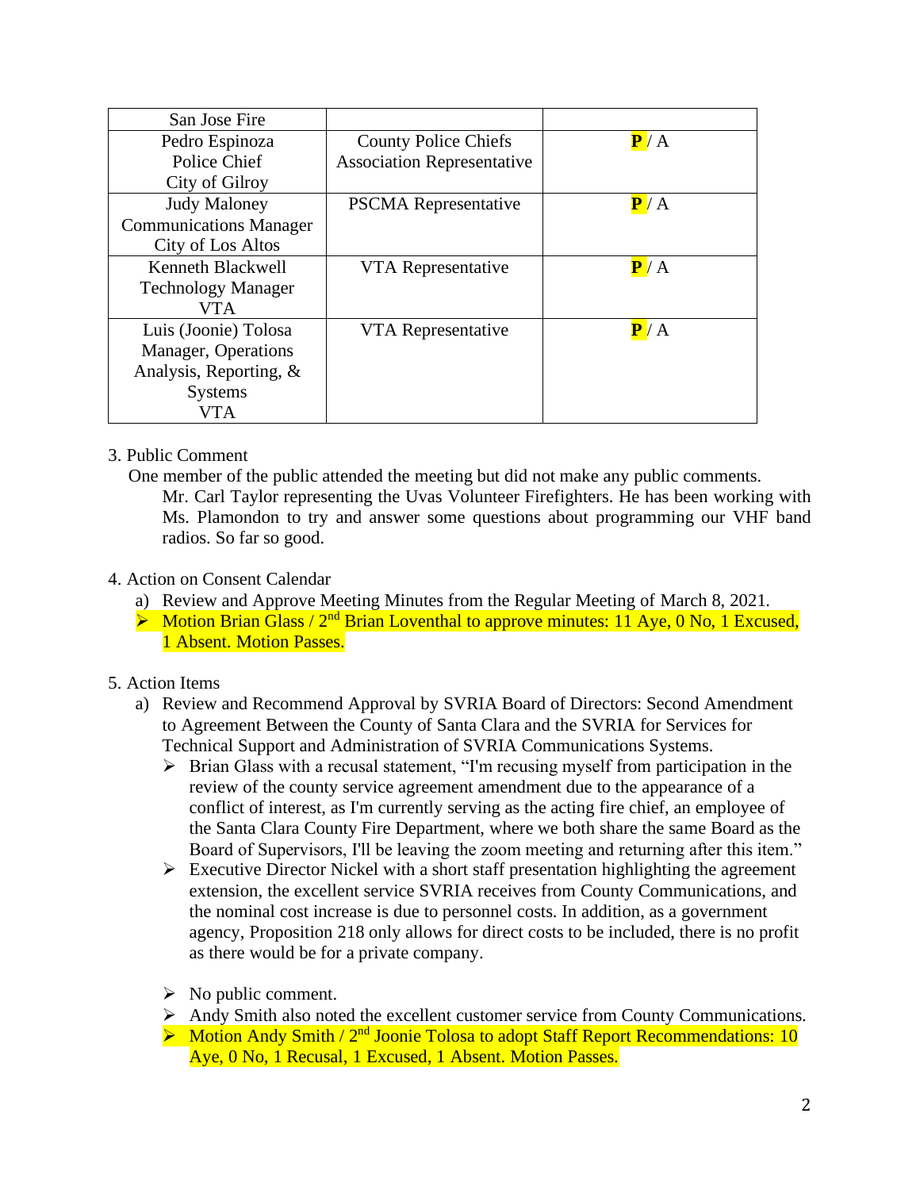| San Jose Fire | | |
|---|---|---|
| Pedro Espinoza<br>Police Chief<br>City of Gilroy | County Police Chiefs Association Representative | **P** / A |
| Judy Maloney<br>Communications Manager<br>City of Los Altos | PSCMA Representative | **P** / A |
| Kenneth Blackwell<br>Technology Manager<br>VTA | VTA Representative | **P** / A |
| Luis (Joonie) Tolosa<br>Manager, Operations Analysis, Reporting, & Systems<br>VTA | VTA Representative | **P** / A |

3. Public Comment

   One member of the public attended the meeting but did not make any public comments.

   Mr. Carl Taylor representing the Uvas Volunteer Firefighters. He has been working with Ms. Plamondon to try and answer some questions about programming our VHF band radios. So far so good.

4. Action on Consent Calendar

   a) Review and Approve Meeting Minutes from the Regular Meeting of March 8, 2021.

   - Motion Brian Glass / 2nd Brian Loventhal to approve minutes: 11 Aye, 0 No, 1 Excused, 1 Absent. Motion Passes.

5. Action Items

   a) Review and Recommend Approval by SVRIA Board of Directors: Second Amendment to Agreement Between the County of Santa Clara and the SVRIA for Services for Technical Support and Administration of SVRIA Communications Systems.

   - Brian Glass with a recusal statement, "I'm recusing myself from participation in the review of the county service agreement amendment due to the appearance of a conflict of interest, as I'm currently serving as the acting fire chief, an employee of the Santa Clara County Fire Department, where we both share the same Board as the Board of Supervisors, I'll be leaving the zoom meeting and returning after this item."
   - Executive Director Nickel with a short staff presentation highlighting the agreement extension, the excellent service SVRIA receives from County Communications, and the nominal cost increase is due to personnel costs. In addition, as a government agency, Proposition 218 only allows for direct costs to be included, there is no profit as there would be for a private company.
   - No public comment.
   - Andy Smith also noted the excellent customer service from County Communications.
   - Motion Andy Smith / 2nd Joonie Tolosa to adopt Staff Report Recommendations: 10 Aye, 0 No, 1 Recusal, 1 Excused, 1 Absent. Motion Passes.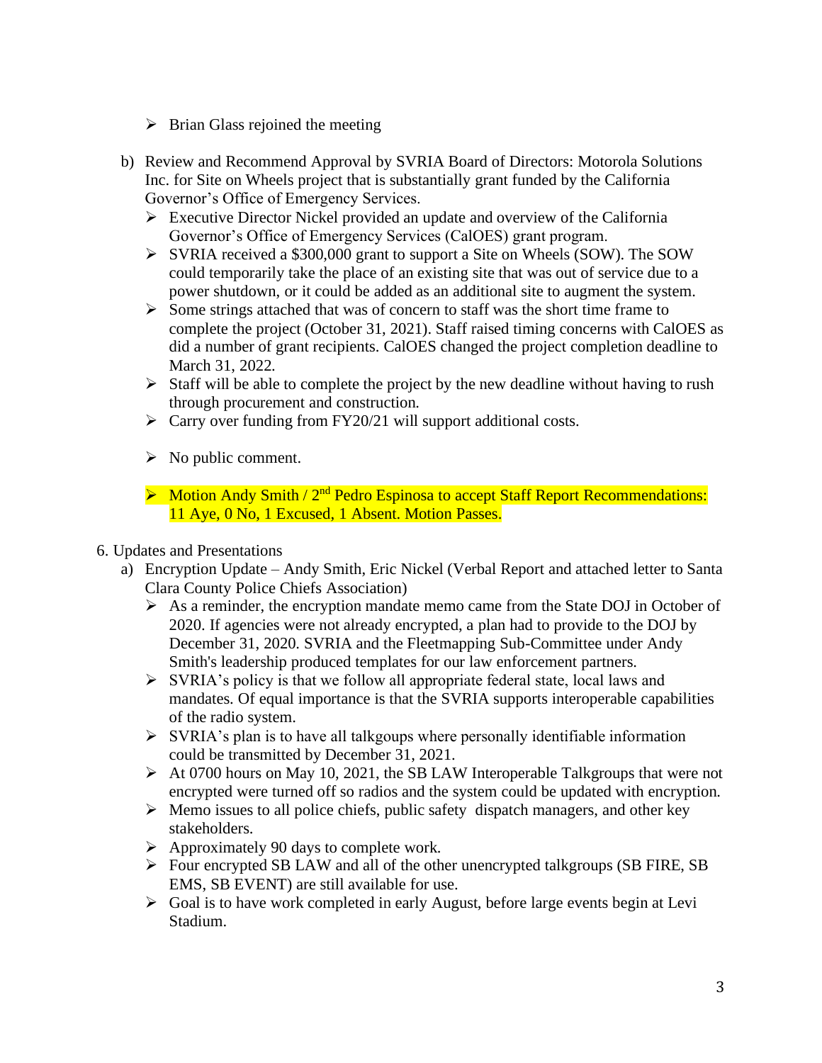- Brian Glass rejoined the meeting

b) Review and Recommend Approval by SVRIA Board of Directors: Motorola Solutions Inc. for Site on Wheels project that is substantially grant funded by the California Governor's Office of Emergency Services.
   - Executive Director Nickel provided an update and overview of the California Governor's Office of Emergency Services (CalOES) grant program.
   - SVRIA received a $300,000 grant to support a Site on Wheels (SOW). The SOW could temporarily take the place of an existing site that was out of service due to a power shutdown, or it could be added as an additional site to augment the system.
   - Some strings attached that was of concern to staff was the short time frame to complete the project (October 31, 2021). Staff raised timing concerns with CalOES as did a number of grant recipients. CalOES changed the project completion deadline to March 31, 2022.
   - Staff will be able to complete the project by the new deadline without having to rush through procurement and construction.
   - Carry over funding from FY20/21 will support additional costs.
   - No public comment.
   - Motion Andy Smith / 2nd Pedro Espinosa to accept Staff Report Recommendations: 11 Aye, 0 No, 1 Excused, 1 Absent. Motion Passes.

6. Updates and Presentations
   a) Encryption Update – Andy Smith, Eric Nickel (Verbal Report and attached letter to Santa Clara County Police Chiefs Association)
      - As a reminder, the encryption mandate memo came from the State DOJ in October of 2020. If agencies were not already encrypted, a plan had to provide to the DOJ by December 31, 2020. SVRIA and the Fleetmapping Sub-Committee under Andy Smith's leadership produced templates for our law enforcement partners.
      - SVRIA's policy is that we follow all appropriate federal state, local laws and mandates. Of equal importance is that the SVRIA supports interoperable capabilities of the radio system.
      - SVRIA's plan is to have all talkgoups where personally identifiable information could be transmitted by December 31, 2021.
      - At 0700 hours on May 10, 2021, the SB LAW Interoperable Talkgroups that were not encrypted were turned off so radios and the system could be updated with encryption.
      - Memo issues to all police chiefs, public safety dispatch managers, and other key stakeholders.
      - Approximately 90 days to complete work.
      - Four encrypted SB LAW and all of the other unencrypted talkgroups (SB FIRE, SB EMS, SB EVENT) are still available for use.
      - Goal is to have work completed in early August, before large events begin at Levi Stadium.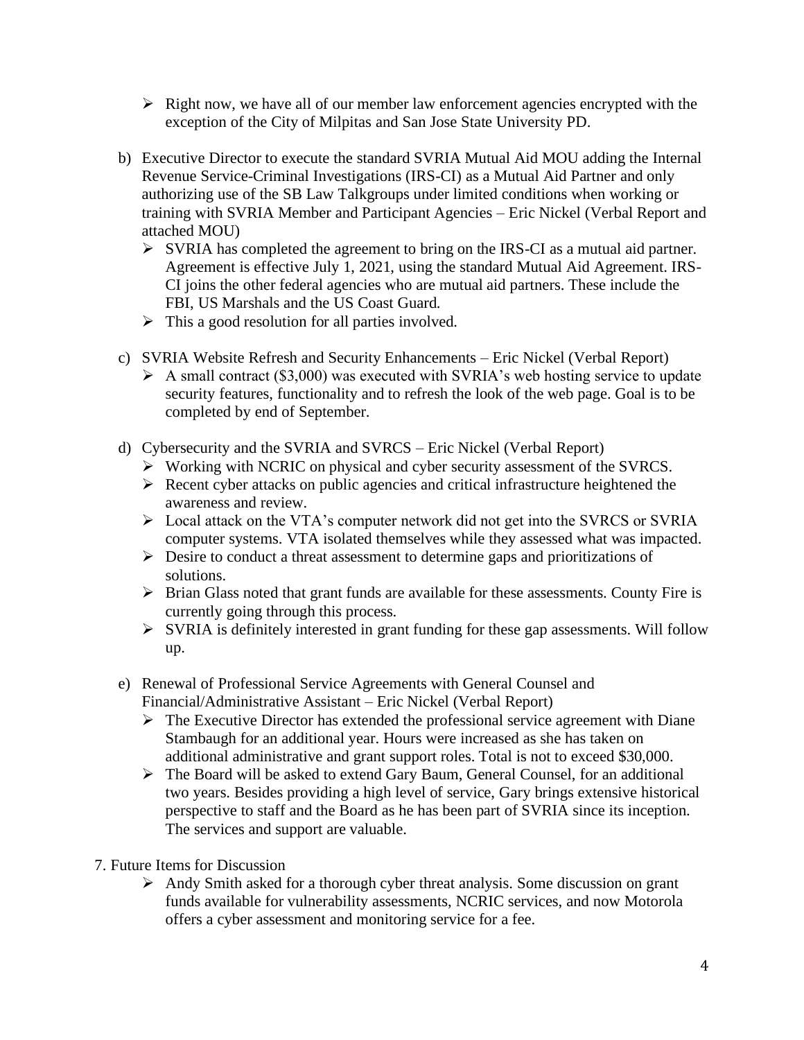- Right now, we have all of our member law enforcement agencies encrypted with the exception of the City of Milpitas and San Jose State University PD.

b) Executive Director to execute the standard SVRIA Mutual Aid MOU adding the Internal Revenue Service-Criminal Investigations (IRS-CI) as a Mutual Aid Partner and only authorizing use of the SB Law Talkgroups under limited conditions when working or training with SVRIA Member and Participant Agencies – Eric Nickel (Verbal Report and attached MOU)
   - SVRIA has completed the agreement to bring on the IRS-CI as a mutual aid partner. Agreement is effective July 1, 2021, using the standard Mutual Aid Agreement. IRS-CI joins the other federal agencies who are mutual aid partners. These include the FBI, US Marshals and the US Coast Guard.
   - This a good resolution for all parties involved.

c) SVRIA Website Refresh and Security Enhancements – Eric Nickel (Verbal Report)
   - A small contract ($3,000) was executed with SVRIA's web hosting service to update security features, functionality and to refresh the look of the web page. Goal is to be completed by end of September.

d) Cybersecurity and the SVRIA and SVRCS – Eric Nickel (Verbal Report)
   - Working with NCRIC on physical and cyber security assessment of the SVRCS.
   - Recent cyber attacks on public agencies and critical infrastructure heightened the awareness and review.
   - Local attack on the VTA's computer network did not get into the SVRCS or SVRIA computer systems. VTA isolated themselves while they assessed what was impacted.
   - Desire to conduct a threat assessment to determine gaps and prioritizations of solutions.
   - Brian Glass noted that grant funds are available for these assessments. County Fire is currently going through this process.
   - SVRIA is definitely interested in grant funding for these gap assessments. Will follow up.

e) Renewal of Professional Service Agreements with General Counsel and Financial/Administrative Assistant – Eric Nickel (Verbal Report)
   - The Executive Director has extended the professional service agreement with Diane Stambaugh for an additional year. Hours were increased as she has taken on additional administrative and grant support roles. Total is not to exceed $30,000.
   - The Board will be asked to extend Gary Baum, General Counsel, for an additional two years. Besides providing a high level of service, Gary brings extensive historical perspective to staff and the Board as he has been part of SVRIA since its inception. The services and support are valuable.

7. Future Items for Discussion
   - Andy Smith asked for a thorough cyber threat analysis. Some discussion on grant funds available for vulnerability assessments, NCRIC services, and now Motorola offers a cyber assessment and monitoring service for a fee.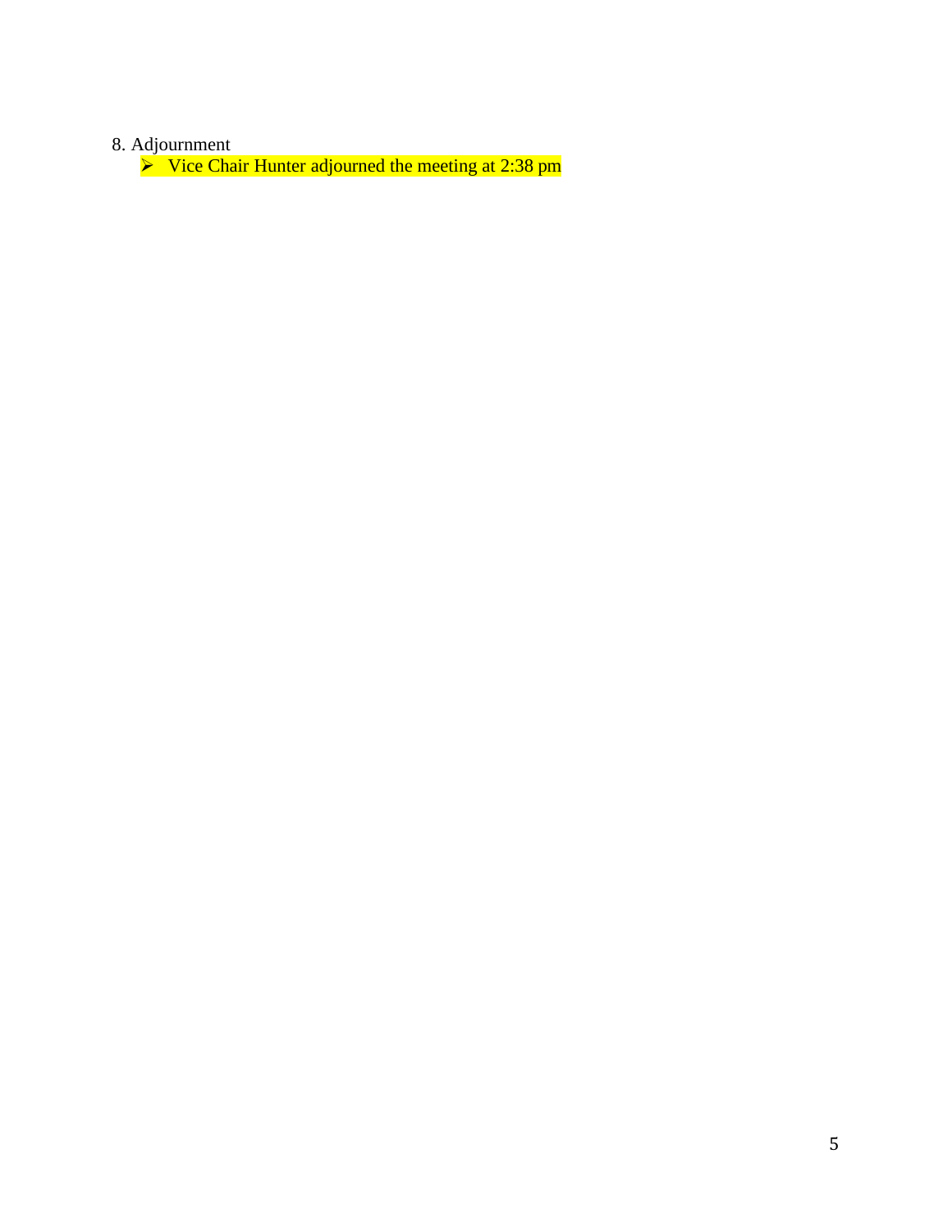8. Adjournment
   - Vice Chair Hunter adjourned the meeting at 2:38 pm